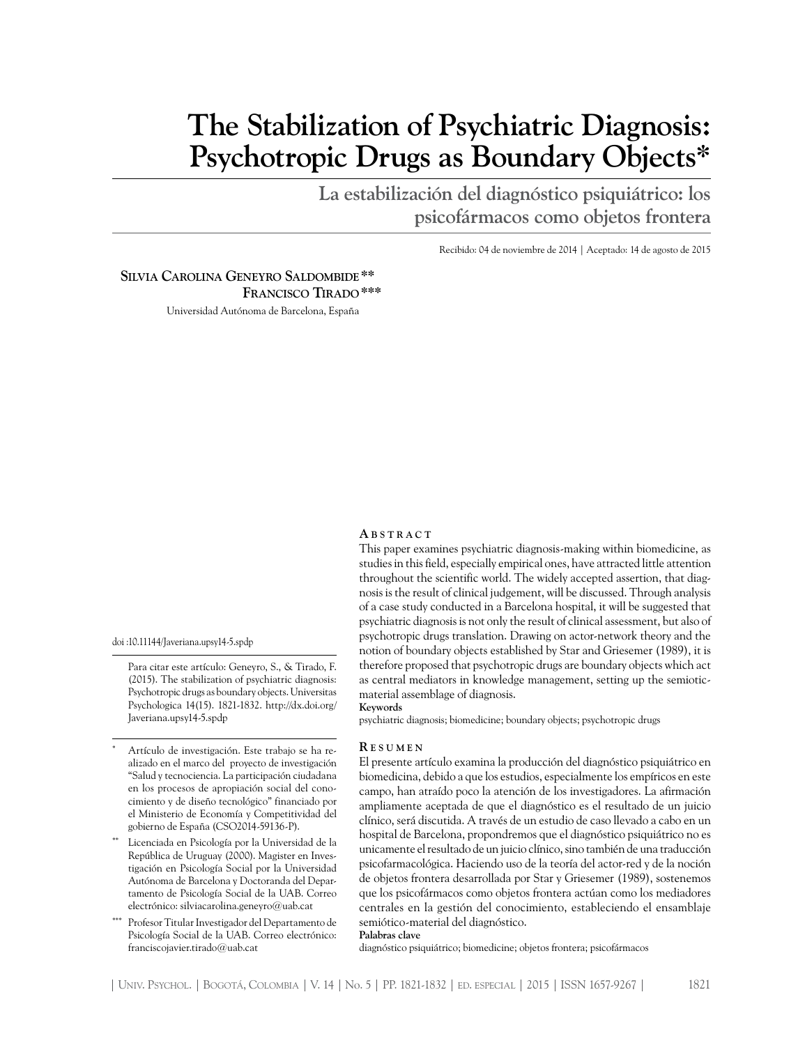# The Stabilization of Psychiatric Diagnosis: Psychotropic Drugs as Boundary Objects*

## La estabilización del diagnóstico psiquiátrico: los psicofármacos como objetos frontera

Recibido: 04 de noviembre de 2014 | Aceptado: 14 de agosto de 2015

**Silvia Carolina Geneyro Saldombide****
**Francisco Tirado*****
Universidad Autónoma de Barcelona, España

doi :10.11144/Javeriana.upsy14-5.spdp

Para citar este artículo: Geneyro, S., & Tirado, F. (2015). The stabilization of psychiatric diagnosis: Psychotropic drugs as boundary objects. Universitas Psychologica 14(15). 1821-1832. http://dx.doi.org/Javeriana.upsy14-5.spdp

\* Artículo de investigación. Este trabajo se ha realizado en el marco del proyecto de investigación "Salud y tecnociencia. La participación ciudadana en los procesos de apropiación social del conocimiento y de diseño tecnológico" financiado por el Ministerio de Economía y Competitividad del gobierno de España (CSO2014-59136-P).

\** Licenciada en Psicología por la Universidad de la República de Uruguay (2000). Magister en Investigación en Psicología Social por la Universidad Autónoma de Barcelona y Doctoranda del Departamento de Psicología Social de la UAB. Correo electrónico: silviacarolina.geneyro@uab.cat

\*** Profesor Titular Investigador del Departamento de Psicología Social de la UAB. Correo electrónico: franciscojavier.tirado@uab.cat

### Abstract

This paper examines psychiatric diagnosis-making within biomedicine, as studies in this field, especially empirical ones, have attracted little attention throughout the scientific world. The widely accepted assertion, that diagnosis is the result of clinical judgement, will be discussed. Through analysis of a case study conducted in a Barcelona hospital, it will be suggested that psychiatric diagnosis is not only the result of clinical assessment, but also of psychotropic drugs translation. Drawing on actor-network theory and the notion of boundary objects established by Star and Griesemer (1989), it is therefore proposed that psychotropic drugs are boundary objects which act as central mediators in knowledge management, setting up the semiotic-material assemblage of diagnosis.

**Keywords**
psychiatric diagnosis; biomedicine; boundary objects; psychotropic drugs

### Resumen

El presente artículo examina la producción del diagnóstico psiquiátrico en biomedicina, debido a que los estudios, especialmente los empíricos en este campo, han atraído poco la atención de los investigadores. La afirmación ampliamente aceptada de que el diagnóstico es el resultado de un juicio clínico, será discutida. A través de un estudio de caso llevado a cabo en un hospital de Barcelona, propondremos que el diagnóstico psiquiátrico no es unicamente el resultado de un juicio clínico, sino también de una traducción psicofarmacológica. Haciendo uso de la teoría del actor-red y de la noción de objetos frontera desarrollada por Star y Griesemer (1989), sostenemos que los psicofármacos como objetos frontera actúan como los mediadores centrales en la gestión del conocimiento, estableciendo el ensamblaje semiótico-material del diagnóstico.

**Palabras clave**
diagnóstico psiquiátrico; biomedicine; objetos frontera; psicofármacos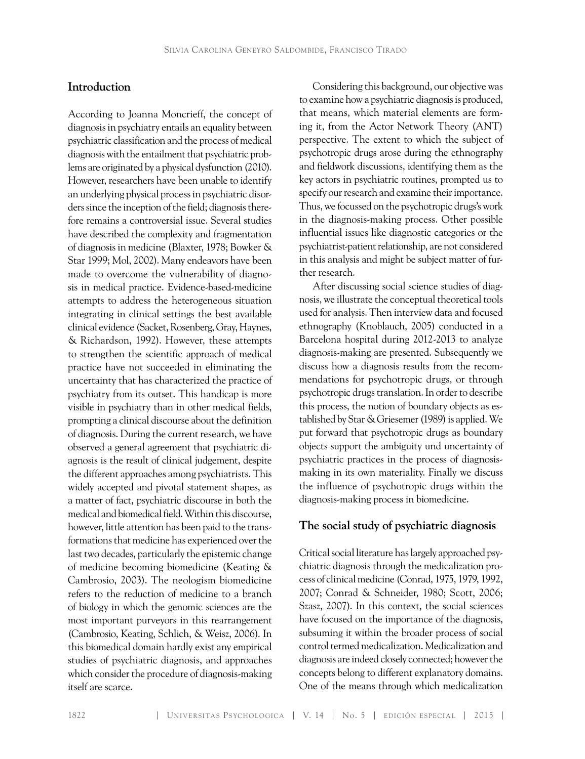## Introduction

According to Joanna Moncrieff, the concept of diagnosis in psychiatry entails an equality between psychiatric classification and the process of medical diagnosis with the entailment that psychiatric problems are originated by a physical dysfunction (2010). However, researchers have been unable to identify an underlying physical process in psychiatric disorders since the inception of the field; diagnosis therefore remains a controversial issue. Several studies have described the complexity and fragmentation of diagnosis in medicine (Blaxter, 1978; Bowker & Star 1999; Mol, 2002). Many endeavors have been made to overcome the vulnerability of diagnosis in medical practice. Evidence-based-medicine attempts to address the heterogeneous situation integrating in clinical settings the best available clinical evidence (Sacket, Rosenberg, Gray, Haynes, & Richardson, 1992). However, these attempts to strengthen the scientific approach of medical practice have not succeeded in eliminating the uncertainty that has characterized the practice of psychiatry from its outset. This handicap is more visible in psychiatry than in other medical fields, prompting a clinical discourse about the definition of diagnosis. During the current research, we have observed a general agreement that psychiatric diagnosis is the result of clinical judgement, despite the different approaches among psychiatrists. This widely accepted and pivotal statement shapes, as a matter of fact, psychiatric discourse in both the medical and biomedical field. Within this discourse, however, little attention has been paid to the transformations that medicine has experienced over the last two decades, particularly the epistemic change of medicine becoming biomedicine (Keating & Cambrosio, 2003). The neologism biomedicine refers to the reduction of medicine to a branch of biology in which the genomic sciences are the most important purveyors in this rearrangement (Cambrosio, Keating, Schlich, & Weisz, 2006). In this biomedical domain hardly exist any empirical studies of psychiatric diagnosis, and approaches which consider the procedure of diagnosis-making itself are scarce.

Considering this background, our objective was to examine how a psychiatric diagnosis is produced, that means, which material elements are forming it, from the Actor Network Theory (ANT) perspective. The extent to which the subject of psychotropic drugs arose during the ethnography and fieldwork discussions, identifying them as the key actors in psychiatric routines, prompted us to specify our research and examine their importance. Thus, we focussed on the psychotropic drugs's work in the diagnosis-making process. Other possible influential issues like diagnostic categories or the psychiatrist-patient relationship, are not considered in this analysis and might be subject matter of further research.

After discussing social science studies of diagnosis, we illustrate the conceptual theoretical tools used for analysis. Then interview data and focused ethnography (Knoblauch, 2005) conducted in a Barcelona hospital during 2012-2013 to analyze diagnosis-making are presented. Subsequently we discuss how a diagnosis results from the recommendations for psychotropic drugs, or through psychotropic drugs translation. In order to describe this process, the notion of boundary objects as established by Star & Griesemer (1989) is applied. We put forward that psychotropic drugs as boundary objects support the ambiguity und uncertainty of psychiatric practices in the process of diagnosis-making in its own materiality. Finally we discuss the influence of psychotropic drugs within the diagnosis-making process in biomedicine.

## The social study of psychiatric diagnosis

Critical social literature has largely approached psychiatric diagnosis through the medicalization process of clinical medicine (Conrad, 1975, 1979, 1992, 2007; Conrad & Schneider, 1980; Scott, 2006; Szasz, 2007). In this context, the social sciences have focused on the importance of the diagnosis, subsuming it within the broader process of social control termed medicalization. Medicalization and diagnosis are indeed closely connected; however the concepts belong to different explanatory domains. One of the means through which medicalization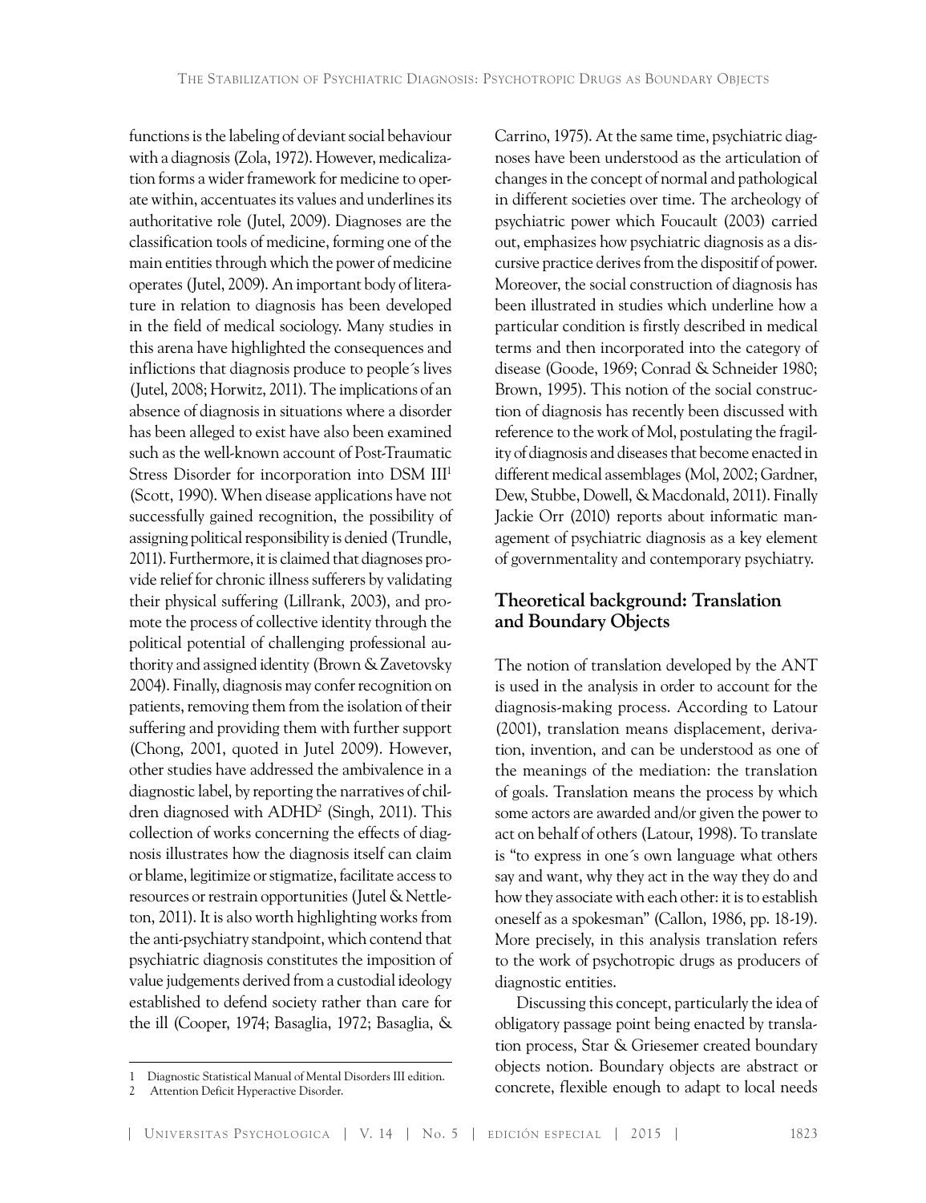functions is the labeling of deviant social behaviour with a diagnosis (Zola, 1972). However, medicalization forms a wider framework for medicine to operate within, accentuates its values and underlines its authoritative role (Jutel, 2009). Diagnoses are the classification tools of medicine, forming one of the main entities through which the power of medicine operates (Jutel, 2009). An important body of literature in relation to diagnosis has been developed in the field of medical sociology. Many studies in this arena have highlighted the consequences and inflictions that diagnosis produce to people´s lives (Jutel, 2008; Horwitz, 2011). The implications of an absence of diagnosis in situations where a disorder has been alleged to exist have also been examined such as the well-known account of Post-Traumatic Stress Disorder for incorporation into DSM III[1] (Scott, 1990). When disease applications have not successfully gained recognition, the possibility of assigning political responsibility is denied (Trundle, 2011). Furthermore, it is claimed that diagnoses provide relief for chronic illness sufferers by validating their physical suffering (Lillrank, 2003), and promote the process of collective identity through the political potential of challenging professional authority and assigned identity (Brown & Zavetovsky 2004). Finally, diagnosis may confer recognition on patients, removing them from the isolation of their suffering and providing them with further support (Chong, 2001, quoted in Jutel 2009). However, other studies have addressed the ambivalence in a diagnostic label, by reporting the narratives of children diagnosed with ADHD[2] (Singh, 2011). This collection of works concerning the effects of diagnosis illustrates how the diagnosis itself can claim or blame, legitimize or stigmatize, facilitate access to resources or restrain opportunities (Jutel & Nettleton, 2011). It is also worth highlighting works from the anti-psychiatry standpoint, which contend that psychiatric diagnosis constitutes the imposition of value judgements derived from a custodial ideology established to defend society rather than care for the ill (Cooper, 1974; Basaglia, 1972; Basaglia, & Carrino, 1975). At the same time, psychiatric diagnoses have been understood as the articulation of changes in the concept of normal and pathological in different societies over time. The archeology of psychiatric power which Foucault (2003) carried out, emphasizes how psychiatric diagnosis as a discursive practice derives from the dispositif of power. Moreover, the social construction of diagnosis has been illustrated in studies which underline how a particular condition is firstly described in medical terms and then incorporated into the category of disease (Goode, 1969; Conrad & Schneider 1980; Brown, 1995). This notion of the social construction of diagnosis has recently been discussed with reference to the work of Mol, postulating the fragility of diagnosis and diseases that become enacted in different medical assemblages (Mol, 2002; Gardner, Dew, Stubbe, Dowell, & Macdonald, 2011). Finally Jackie Orr (2010) reports about informatic management of psychiatric diagnosis as a key element of governmentality and contemporary psychiatry.

## Theoretical background: Translation and Boundary Objects

The notion of translation developed by the ANT is used in the analysis in order to account for the diagnosis-making process. According to Latour (2001), translation means displacement, derivation, invention, and can be understood as one of the meanings of the mediation: the translation of goals. Translation means the process by which some actors are awarded and/or given the power to act on behalf of others (Latour, 1998). To translate is "to express in one´s own language what others say and want, why they act in the way they do and how they associate with each other: it is to establish oneself as a spokesman" (Callon, 1986, pp. 18-19). More precisely, in this analysis translation refers to the work of psychotropic drugs as producers of diagnostic entities.

Discussing this concept, particularly the idea of obligatory passage point being enacted by translation process, Star & Griesemer created boundary objects notion. Boundary objects are abstract or concrete, flexible enough to adapt to local needs

1 Diagnostic Statistical Manual of Mental Disorders III edition.

2 Attention Deficit Hyperactive Disorder.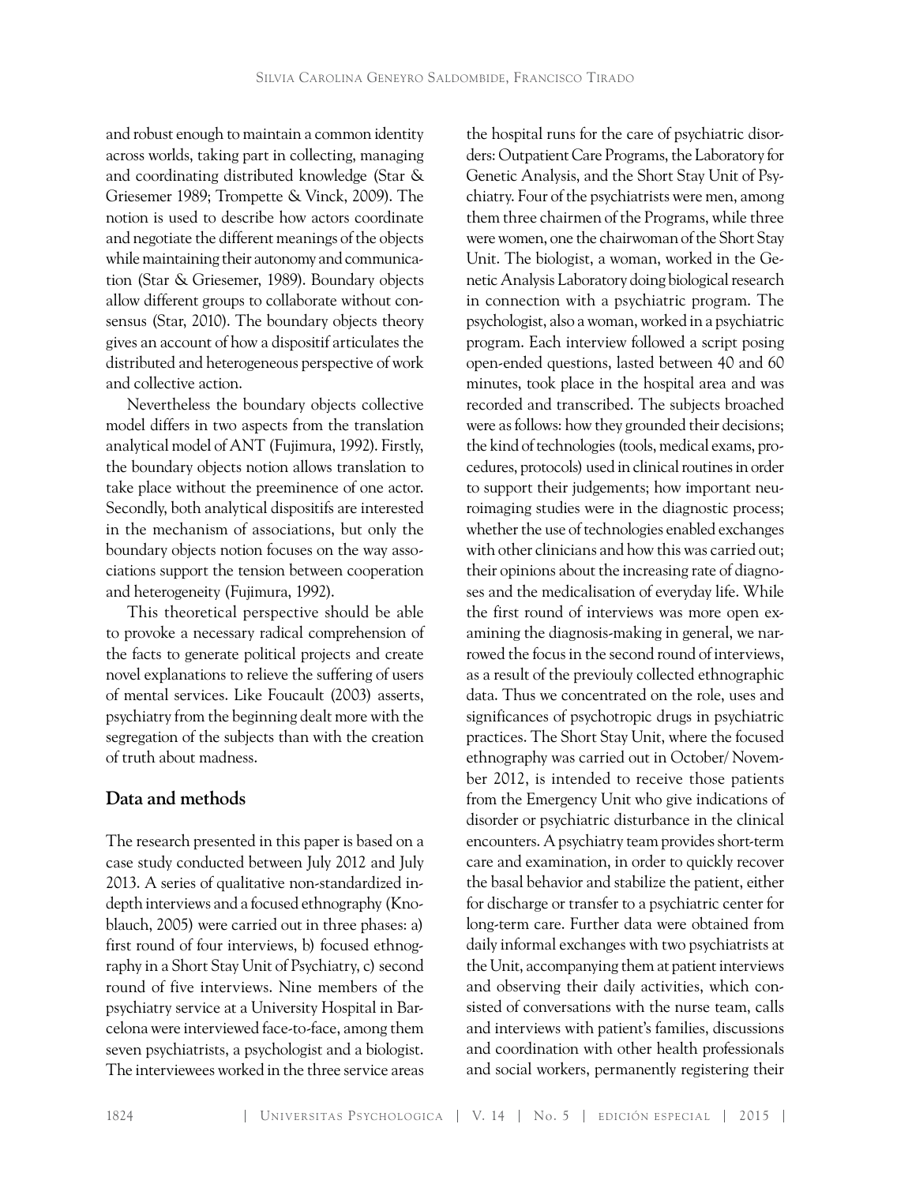and robust enough to maintain a common identity across worlds, taking part in collecting, managing and coordinating distributed knowledge (Star & Griesemer 1989; Trompette & Vinck, 2009). The notion is used to describe how actors coordinate and negotiate the different meanings of the objects while maintaining their autonomy and communication (Star & Griesemer, 1989). Boundary objects allow different groups to collaborate without consensus (Star, 2010). The boundary objects theory gives an account of how a dispositif articulates the distributed and heterogeneous perspective of work and collective action.

Nevertheless the boundary objects collective model differs in two aspects from the translation analytical model of ANT (Fujimura, 1992). Firstly, the boundary objects notion allows translation to take place without the preeminence of one actor. Secondly, both analytical dispositifs are interested in the mechanism of associations, but only the boundary objects notion focuses on the way associations support the tension between cooperation and heterogeneity (Fujimura, 1992).

This theoretical perspective should be able to provoke a necessary radical comprehension of the facts to generate political projects and create novel explanations to relieve the suffering of users of mental services. Like Foucault (2003) asserts, psychiatry from the beginning dealt more with the segregation of the subjects than with the creation of truth about madness.

## Data and methods

The research presented in this paper is based on a case study conducted between July 2012 and July 2013. A series of qualitative non-standardized in-depth interviews and a focused ethnography (Knoblauch, 2005) were carried out in three phases: a) first round of four interviews, b) focused ethnography in a Short Stay Unit of Psychiatry, c) second round of five interviews. Nine members of the psychiatry service at a University Hospital in Barcelona were interviewed face-to-face, among them seven psychiatrists, a psychologist and a biologist. The interviewees worked in the three service areas the hospital runs for the care of psychiatric disorders: Outpatient Care Programs, the Laboratory for Genetic Analysis, and the Short Stay Unit of Psychiatry. Four of the psychiatrists were men, among them three chairmen of the Programs, while three were women, one the chairwoman of the Short Stay Unit. The biologist, a woman, worked in the Genetic Analysis Laboratory doing biological research in connection with a psychiatric program. The psychologist, also a woman, worked in a psychiatric program. Each interview followed a script posing open-ended questions, lasted between 40 and 60 minutes, took place in the hospital area and was recorded and transcribed. The subjects broached were as follows: how they grounded their decisions; the kind of technologies (tools, medical exams, procedures, protocols) used in clinical routines in order to support their judgements; how important neuroimaging studies were in the diagnostic process; whether the use of technologies enabled exchanges with other clinicians and how this was carried out; their opinions about the increasing rate of diagnoses and the medicalisation of everyday life. While the first round of interviews was more open examining the diagnosis-making in general, we narrowed the focus in the second round of interviews, as a result of the previouly collected ethnographic data. Thus we concentrated on the role, uses and significances of psychotropic drugs in psychiatric practices. The Short Stay Unit, where the focused ethnography was carried out in October/ November 2012, is intended to receive those patients from the Emergency Unit who give indications of disorder or psychiatric disturbance in the clinical encounters. A psychiatry team provides short-term care and examination, in order to quickly recover the basal behavior and stabilize the patient, either for discharge or transfer to a psychiatric center for long-term care. Further data were obtained from daily informal exchanges with two psychiatrists at the Unit, accompanying them at patient interviews and observing their daily activities, which consisted of conversations with the nurse team, calls and interviews with patient's families, discussions and coordination with other health professionals and social workers, permanently registering their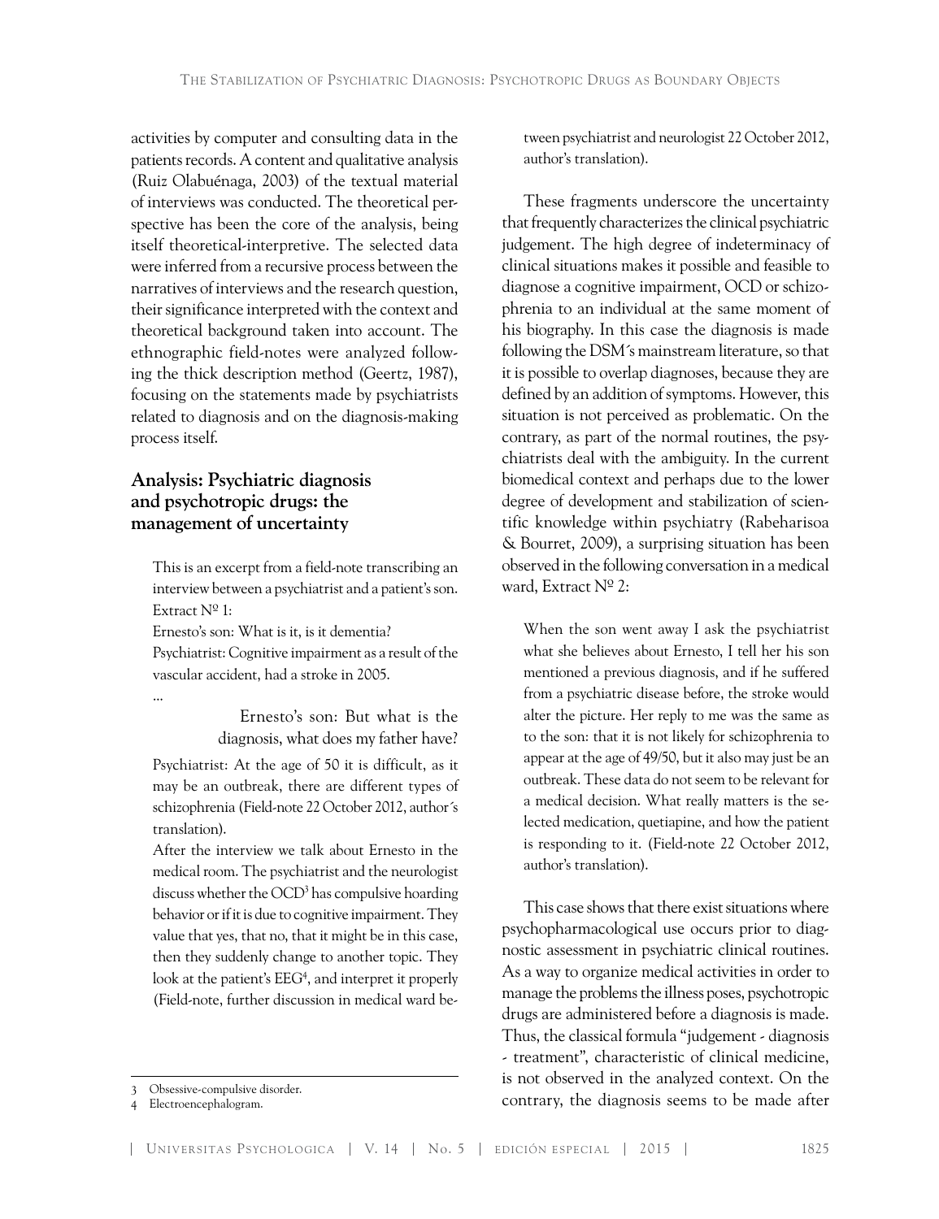activities by computer and consulting data in the patients records. A content and qualitative analysis (Ruiz Olabuénaga, 2003) of the textual material of interviews was conducted. The theoretical perspective has been the core of the analysis, being itself theoretical-interpretive. The selected data were inferred from a recursive process between the narratives of interviews and the research question, their significance interpreted with the context and theoretical background taken into account. The ethnographic field-notes were analyzed following the thick description method (Geertz, 1987), focusing on the statements made by psychiatrists related to diagnosis and on the diagnosis-making process itself.

## Analysis: Psychiatric diagnosis and psychotropic drugs: the management of uncertainty

> This is an excerpt from a field-note transcribing an interview between a psychiatrist and a patient's son. Extract Nº 1:
>
> Ernesto's son: What is it, is it dementia?
>
> Psychiatrist: Cognitive impairment as a result of the vascular accident, had a stroke in 2005.
>
> …
>
> Ernesto's son: But what is the diagnosis, what does my father have?
>
> Psychiatrist: At the age of 50 it is difficult, as it may be an outbreak, there are different types of schizophrenia (Field-note 22 October 2012, author´s translation).
>
> After the interview we talk about Ernesto in the medical room. The psychiatrist and the neurologist discuss whether the OCD[3] has compulsive hoarding behavior or if it is due to cognitive impairment. They value that yes, that no, that it might be in this case, then they suddenly change to another topic. They look at the patient's EEG[4], and interpret it properly (Field-note, further discussion in medical ward between psychiatrist and neurologist 22 October 2012, author's translation).

These fragments underscore the uncertainty that frequently characterizes the clinical psychiatric judgement. The high degree of indeterminacy of clinical situations makes it possible and feasible to diagnose a cognitive impairment, OCD or schizophrenia to an individual at the same moment of his biography. In this case the diagnosis is made following the DSM´s mainstream literature, so that it is possible to overlap diagnoses, because they are defined by an addition of symptoms. However, this situation is not perceived as problematic. On the contrary, as part of the normal routines, the psychiatrists deal with the ambiguity. In the current biomedical context and perhaps due to the lower degree of development and stabilization of scientific knowledge within psychiatry (Rabeharisoa & Bourret, 2009), a surprising situation has been observed in the following conversation in a medical ward, Extract Nº 2:

> When the son went away I ask the psychiatrist what she believes about Ernesto, I tell her his son mentioned a previous diagnosis, and if he suffered from a psychiatric disease before, the stroke would alter the picture. Her reply to me was the same as to the son: that it is not likely for schizophrenia to appear at the age of 49/50, but it also may just be an outbreak. These data do not seem to be relevant for a medical decision. What really matters is the selected medication, quetiapine, and how the patient is responding to it. (Field-note 22 October 2012, author's translation).

This case shows that there exist situations where psychopharmacological use occurs prior to diagnostic assessment in psychiatric clinical routines. As a way to organize medical activities in order to manage the problems the illness poses, psychotropic drugs are administered before a diagnosis is made. Thus, the classical formula "judgement - diagnosis - treatment", characteristic of clinical medicine, is not observed in the analyzed context. On the contrary, the diagnosis seems to be made after

---

[3] Obsessive-compulsive disorder.

[4] Electroencephalogram.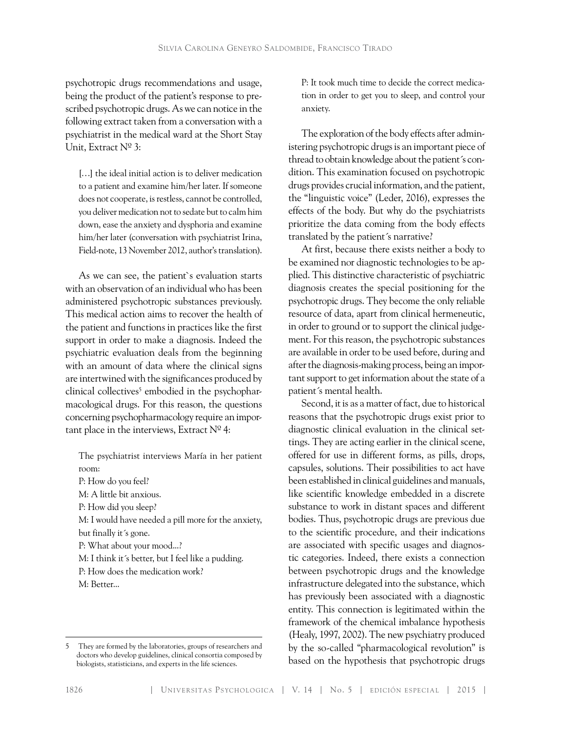psychotropic drugs recommendations and usage, being the product of the patient's response to prescribed psychotropic drugs. As we can notice in the following extract taken from a conversation with a psychiatrist in the medical ward at the Short Stay Unit, Extract Nº 3:

> […] the ideal initial action is to deliver medication to a patient and examine him/her later. If someone does not cooperate, is restless, cannot be controlled, you deliver medication not to sedate but to calm him down, ease the anxiety and dysphoria and examine him/her later (conversation with psychiatrist Irina, Field-note, 13 November 2012, author's translation).

As we can see, the patient`s evaluation starts with an observation of an individual who has been administered psychotropic substances previously. This medical action aims to recover the health of the patient and functions in practices like the first support in order to make a diagnosis. Indeed the psychiatric evaluation deals from the beginning with an amount of data where the clinical signs are intertwined with the significances produced by clinical collectives[5] embodied in the psychopharmacological drugs. For this reason, the questions concerning psychopharmacology require an important place in the interviews, Extract Nº 4:

> The psychiatrist interviews María in her patient room:
> P: How do you feel?
> M: A little bit anxious.
> P: How did you sleep?
> M: I would have needed a pill more for the anxiety, but finally it´s gone.
> P: What about your mood…?
> M: I think it´s better, but I feel like a pudding.
> P: How does the medication work?
> M: Better…
> P: It took much time to decide the correct medication in order to get you to sleep, and control your anxiety.

The exploration of the body effects after administering psychotropic drugs is an important piece of thread to obtain knowledge about the patient´s condition. This examination focused on psychotropic drugs provides crucial information, and the patient, the "linguistic voice" (Leder, 2016), expresses the effects of the body. But why do the psychiatrists prioritize the data coming from the body effects translated by the patient´s narrative?

At first, because there exists neither a body to be examined nor diagnostic technologies to be applied. This distinctive characteristic of psychiatric diagnosis creates the special positioning for the psychotropic drugs. They become the only reliable resource of data, apart from clinical hermeneutic, in order to ground or to support the clinical judgement. For this reason, the psychotropic substances are available in order to be used before, during and after the diagnosis-making process, being an important support to get information about the state of a patient´s mental health.

Second, it is as a matter of fact, due to historical reasons that the psychotropic drugs exist prior to diagnostic clinical evaluation in the clinical settings. They are acting earlier in the clinical scene, offered for use in different forms, as pills, drops, capsules, solutions. Their possibilities to act have been established in clinical guidelines and manuals, like scientific knowledge embedded in a discrete substance to work in distant spaces and different bodies. Thus, psychotropic drugs are previous due to the scientific procedure, and their indications are associated with specific usages and diagnostic categories. Indeed, there exists a connection between psychotropic drugs and the knowledge infrastructure delegated into the substance, which has previously been associated with a diagnostic entity. This connection is legitimated within the framework of the chemical imbalance hypothesis (Healy, 1997, 2002). The new psychiatry produced by the so-called "pharmacological revolution" is based on the hypothesis that psychotropic drugs

[5] They are formed by the laboratories, groups of researchers and doctors who develop guidelines, clinical consortia composed by biologists, statisticians, and experts in the life sciences.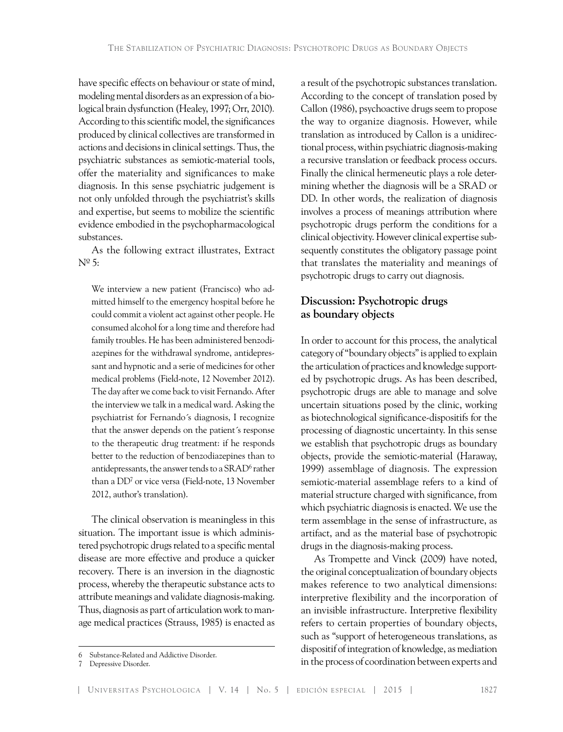have specific effects on behaviour or state of mind, modeling mental disorders as an expression of a biological brain dysfunction (Healey, 1997; Orr, 2010). According to this scientific model, the significances produced by clinical collectives are transformed in actions and decisions in clinical settings. Thus, the psychiatric substances as semiotic-material tools, offer the materiality and significances to make diagnosis. In this sense psychiatric judgement is not only unfolded through the psychiatrist's skills and expertise, but seems to mobilize the scientific evidence embodied in the psychopharmacological substances.

As the following extract illustrates, Extract Nº 5:

> We interview a new patient (Francisco) who admitted himself to the emergency hospital before he could commit a violent act against other people. He consumed alcohol for a long time and therefore had family troubles. He has been administered benzodiazepines for the withdrawal syndrome, antidepressant and hypnotic and a serie of medicines for other medical problems (Field-note, 12 November 2012). The day after we come back to visit Fernando. After the interview we talk in a medical ward. Asking the psychiatrist for Fernando´s diagnosis, I recognize that the answer depends on the patient´s response to the therapeutic drug treatment: if he responds better to the reduction of benzodiazepines than to antidepressants, the answer tends to a SRAD[6] rather than a DD[7] or vice versa (Field-note, 13 November 2012, author's translation).

The clinical observation is meaningless in this situation. The important issue is which administered psychotropic drugs related to a specific mental disease are more effective and produce a quicker recovery. There is an inversion in the diagnostic process, whereby the therapeutic substance acts to attribute meanings and validate diagnosis-making. Thus, diagnosis as part of articulation work to manage medical practices (Strauss, 1985) is enacted as a result of the psychotropic substances translation. According to the concept of translation posed by Callon (1986), psychoactive drugs seem to propose the way to organize diagnosis. However, while translation as introduced by Callon is a unidirectional process, within psychiatric diagnosis-making a recursive translation or feedback process occurs. Finally the clinical hermeneutic plays a role determining whether the diagnosis will be a SRAD or DD. In other words, the realization of diagnosis involves a process of meanings attribution where psychotropic drugs perform the conditions for a clinical objectivity. However clinical expertise subsequently constitutes the obligatory passage point that translates the materiality and meanings of psychotropic drugs to carry out diagnosis.

## Discussion: Psychotropic drugs as boundary objects

In order to account for this process, the analytical category of "boundary objects" is applied to explain the articulation of practices and knowledge supported by psychotropic drugs. As has been described, psychotropic drugs are able to manage and solve uncertain situations posed by the clinic, working as biotechnological significance-dispositifs for the processing of diagnostic uncertainty. In this sense we establish that psychotropic drugs as boundary objects, provide the semiotic-material (Haraway, 1999) assemblage of diagnosis. The expression semiotic-material assemblage refers to a kind of material structure charged with significance, from which psychiatric diagnosis is enacted. We use the term assemblage in the sense of infrastructure, as artifact, and as the material base of psychotropic drugs in the diagnosis-making process.

As Trompette and Vinck (2009) have noted, the original conceptualization of boundary objects makes reference to two analytical dimensions: interpretive flexibility and the incorporation of an invisible infrastructure. Interpretive flexibility refers to certain properties of boundary objects, such as "support of heterogeneous translations, as dispositif of integration of knowledge, as mediation in the process of coordination between experts and

6 Substance-Related and Addictive Disorder.

7 Depressive Disorder.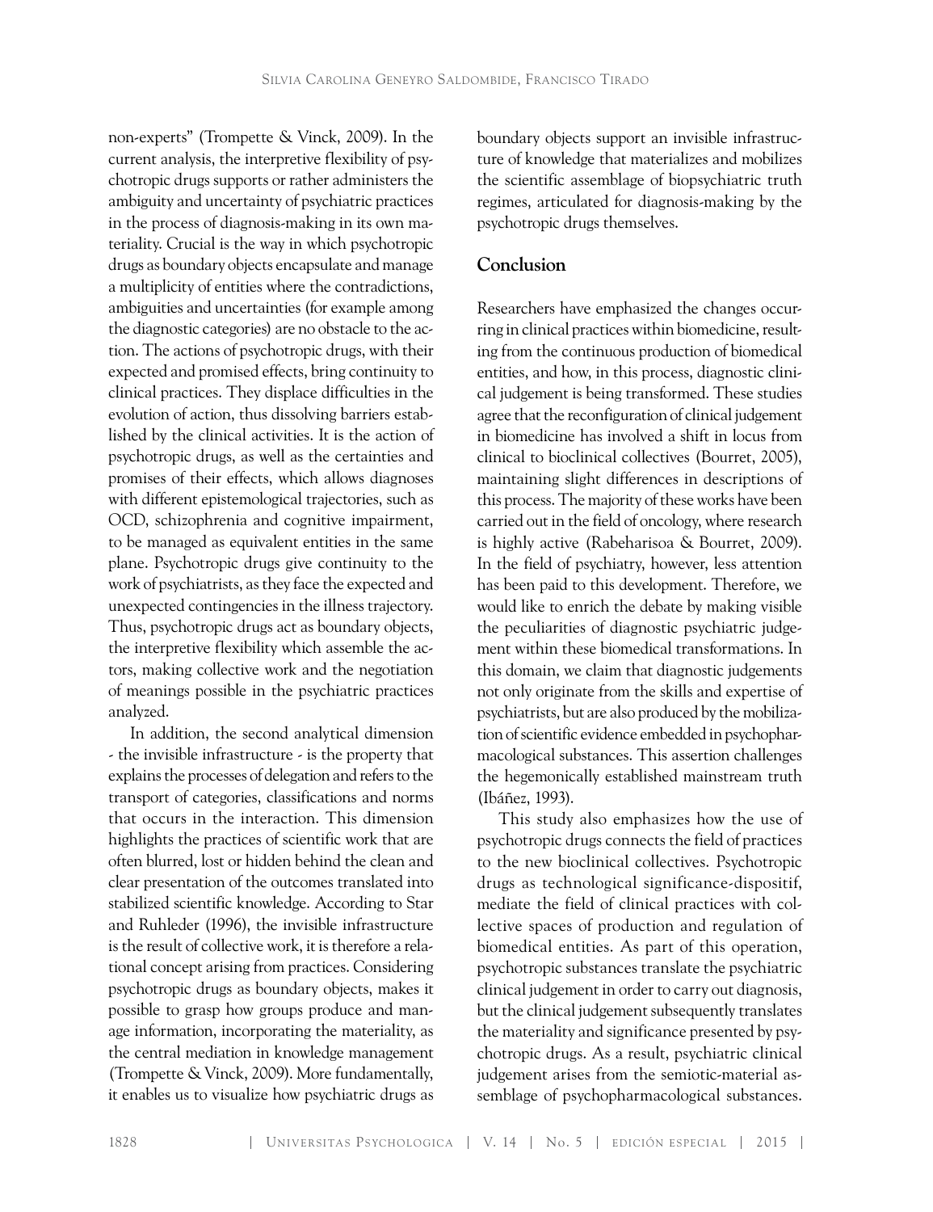non-experts" (Trompette & Vinck, 2009). In the current analysis, the interpretive flexibility of psychotropic drugs supports or rather administers the ambiguity and uncertainty of psychiatric practices in the process of diagnosis-making in its own materiality. Crucial is the way in which psychotropic drugs as boundary objects encapsulate and manage a multiplicity of entities where the contradictions, ambiguities and uncertainties (for example among the diagnostic categories) are no obstacle to the action. The actions of psychotropic drugs, with their expected and promised effects, bring continuity to clinical practices. They displace difficulties in the evolution of action, thus dissolving barriers established by the clinical activities. It is the action of psychotropic drugs, as well as the certainties and promises of their effects, which allows diagnoses with different epistemological trajectories, such as OCD, schizophrenia and cognitive impairment, to be managed as equivalent entities in the same plane. Psychotropic drugs give continuity to the work of psychiatrists, as they face the expected and unexpected contingencies in the illness trajectory. Thus, psychotropic drugs act as boundary objects, the interpretive flexibility which assemble the actors, making collective work and the negotiation of meanings possible in the psychiatric practices analyzed.

In addition, the second analytical dimension - the invisible infrastructure - is the property that explains the processes of delegation and refers to the transport of categories, classifications and norms that occurs in the interaction. This dimension highlights the practices of scientific work that are often blurred, lost or hidden behind the clean and clear presentation of the outcomes translated into stabilized scientific knowledge. According to Star and Ruhleder (1996), the invisible infrastructure is the result of collective work, it is therefore a relational concept arising from practices. Considering psychotropic drugs as boundary objects, makes it possible to grasp how groups produce and manage information, incorporating the materiality, as the central mediation in knowledge management (Trompette & Vinck, 2009). More fundamentally, it enables us to visualize how psychiatric drugs as boundary objects support an invisible infrastructure of knowledge that materializes and mobilizes the scientific assemblage of biopsychiatric truth regimes, articulated for diagnosis-making by the psychotropic drugs themselves.

## Conclusion

Researchers have emphasized the changes occurring in clinical practices within biomedicine, resulting from the continuous production of biomedical entities, and how, in this process, diagnostic clinical judgement is being transformed. These studies agree that the reconfiguration of clinical judgement in biomedicine has involved a shift in locus from clinical to bioclinical collectives (Bourret, 2005), maintaining slight differences in descriptions of this process. The majority of these works have been carried out in the field of oncology, where research is highly active (Rabeharisoa & Bourret, 2009). In the field of psychiatry, however, less attention has been paid to this development. Therefore, we would like to enrich the debate by making visible the peculiarities of diagnostic psychiatric judgement within these biomedical transformations. In this domain, we claim that diagnostic judgements not only originate from the skills and expertise of psychiatrists, but are also produced by the mobilization of scientific evidence embedded in psychopharmacological substances. This assertion challenges the hegemonically established mainstream truth (Ibáñez, 1993).

This study also emphasizes how the use of psychotropic drugs connects the field of practices to the new bioclinical collectives. Psychotropic drugs as technological significance-dispositif, mediate the field of clinical practices with collective spaces of production and regulation of biomedical entities. As part of this operation, psychotropic substances translate the psychiatric clinical judgement in order to carry out diagnosis, but the clinical judgement subsequently translates the materiality and significance presented by psychotropic drugs. As a result, psychiatric clinical judgement arises from the semiotic-material assemblage of psychopharmacological substances.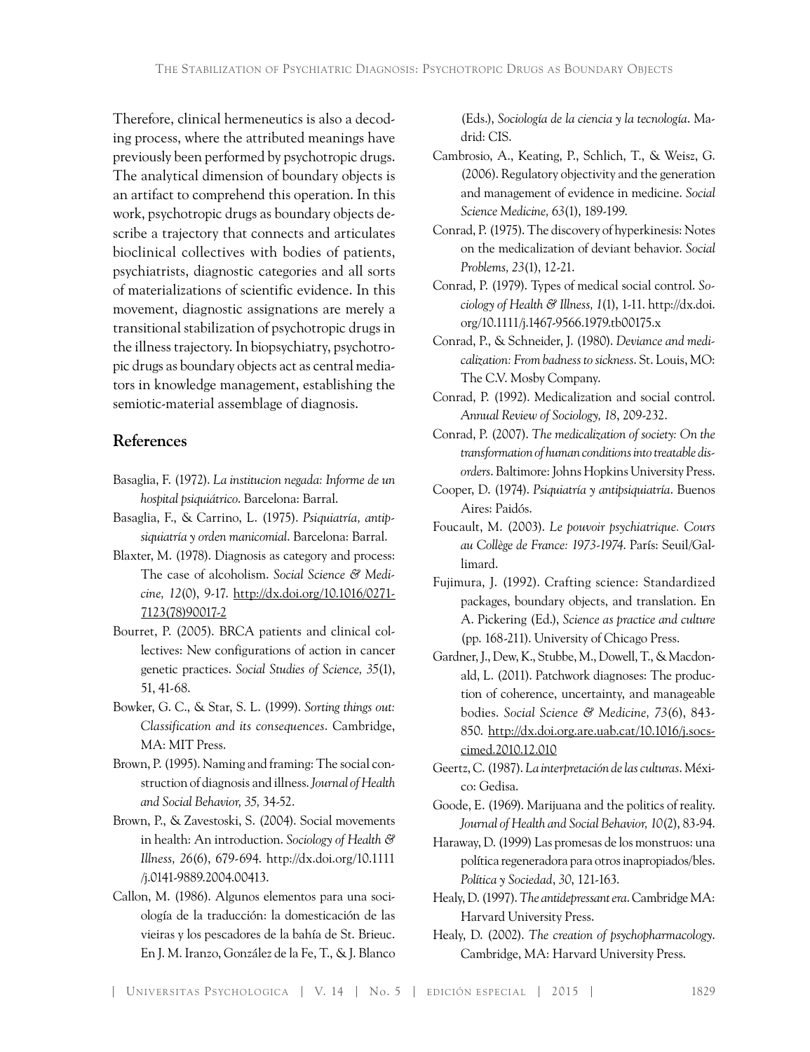Therefore, clinical hermeneutics is also a decoding process, where the attributed meanings have previously been performed by psychotropic drugs. The analytical dimension of boundary objects is an artifact to comprehend this operation. In this work, psychotropic drugs as boundary objects describe a trajectory that connects and articulates bioclinical collectives with bodies of patients, psychiatrists, diagnostic categories and all sorts of materializations of scientific evidence. In this movement, diagnostic assignations are merely a transitional stabilization of psychotropic drugs in the illness trajectory. In biopsychiatry, psychotropic drugs as boundary objects act as central mediators in knowledge management, establishing the semiotic-material assemblage of diagnosis.

## References

Basaglia, F. (1972). *La institucion negada: Informe de un hospital psiquiátrico*. Barcelona: Barral.

Basaglia, F., & Carrino, L. (1975). *Psiquiatría, antipsiquiatría y orden manicomial*. Barcelona: Barral.

Blaxter, M. (1978). Diagnosis as category and process: The case of alcoholism. *Social Science & Medicine, 12*(0), 9-17. http://dx.doi.org/10.1016/0271-7123(78)90017-2

Bourret, P. (2005). BRCA patients and clinical collectives: New configurations of action in cancer genetic practices. *Social Studies of Science, 35*(1), 51, 41-68.

Bowker, G. C., & Star, S. L. (1999). *Sorting things out: Classification and its consequences*. Cambridge, MA: MIT Press.

Brown, P. (1995). Naming and framing: The social construction of diagnosis and illness. *Journal of Health and Social Behavior, 35,* 34-52.

Brown, P., & Zavestoski, S. (2004). Social movements in health: An introduction. *Sociology of Health & Illness, 26*(6), 679-694. http://dx.doi.org/10.1111/j.0141-9889.2004.00413.

Callon, M. (1986). Algunos elementos para una sociología de la traducción: la domesticación de las vieiras y los pescadores de la bahía de St. Brieuc. En J. M. Iranzo, González de la Fe, T., & J. Blanco (Eds.), *Sociología de la ciencia y la tecnología*. Madrid: CIS.

Cambrosio, A., Keating, P., Schlich, T., & Weisz, G. (2006). Regulatory objectivity and the generation and management of evidence in medicine. *Social Science Medicine, 63*(1), 189-199.

Conrad, P. (1975). The discovery of hyperkinesis: Notes on the medicalization of deviant behavior. *Social Problems, 23*(1), 12-21.

Conrad, P. (1979). Types of medical social control. *Sociology of Health & Illness, 1*(1), 1-11. http://dx.doi.org/10.1111/j.1467-9566.1979.tb00175.x

Conrad, P., & Schneider, J. (1980). *Deviance and medicalization: From badness to sickness*. St. Louis, MO: The C.V. Mosby Company.

Conrad, P. (1992). Medicalization and social control. *Annual Review of Sociology, 18*, 209-232.

Conrad, P. (2007). *The medicalization of society: On the transformation of human conditions into treatable disorders*. Baltimore: Johns Hopkins University Press.

Cooper, D. (1974). *Psiquiatría y antipsiquiatría*. Buenos Aires: Paidós.

Foucault, M. (2003). *Le pouvoir psychiatrique. Cours au Collège de France: 1973-1974*. París: Seuil/Gallimard.

Fujimura, J. (1992). Crafting science: Standardized packages, boundary objects, and translation. En A. Pickering (Ed.), *Science as practice and culture* (pp. 168-211). University of Chicago Press.

Gardner, J., Dew, K., Stubbe, M., Dowell, T., & Macdonald, L. (2011). Patchwork diagnoses: The production of coherence, uncertainty, and manageable bodies. *Social Science & Medicine, 73*(6), 843-850. http://dx.doi.org.are.uab.cat/10.1016/j.socscimed.2010.12.010

Geertz, C. (1987). *La interpretación de las culturas*. México: Gedisa.

Goode, E. (1969). Marijuana and the politics of reality. *Journal of Health and Social Behavior, 10*(2), 83-94.

Haraway, D. (1999) Las promesas de los monstruos: una política regeneradora para otros inapropiados/bles. *Política y Sociedad*, *30*, 121-163.

Healy, D. (1997). *The antidepressant era*. Cambridge MA: Harvard University Press.

Healy, D. (2002). *The creation of psychopharmacology*. Cambridge, MA: Harvard University Press.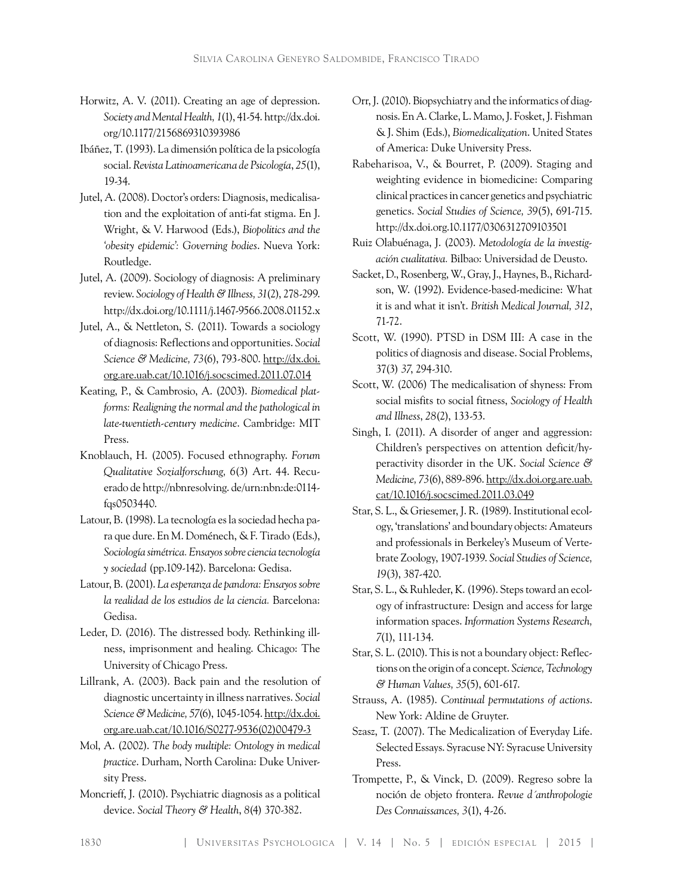Horwitz, A. V. (2011). Creating an age of depression. *Society and Mental Health, 1*(1), 41-54. http://dx.doi.org/10.1177/2156869310393986

Ibáñez, T. (1993). La dimensión política de la psicología social. *Revista Latinoamericana de Psicología*, *25*(1), 19-34.

Jutel, A. (2008). Doctor's orders: Diagnosis, medicalisation and the exploitation of anti-fat stigma. En J. Wright, & V. Harwood (Eds.), *Biopolitics and the 'obesity epidemic': Governing bodies*. Nueva York: Routledge.

Jutel, A. (2009). Sociology of diagnosis: A preliminary review. *Sociology of Health & Illness, 31*(2), 278-299. http://dx.doi.org/10.1111/j.1467-9566.2008.01152.x

Jutel, A., & Nettleton, S. (2011). Towards a sociology of diagnosis: Reflections and opportunities. *Social Science & Medicine, 73*(6), 793-800. http://dx.doi.org.are.uab.cat/10.1016/j.socscimed.2011.07.014

Keating, P., & Cambrosio, A. (2003). *Biomedical platforms: Realigning the normal and the pathological in late-twentieth-century medicine*. Cambridge: MIT Press.

Knoblauch, H. (2005). Focused ethnography. *Forum Qualitative Sozialforschung,* 6(3) Art. 44. Recuerado de http://nbnresolving. de/urn:nbn:de:0114-fqs0503440.

Latour, B. (1998). La tecnología es la sociedad hecha para que dure. En M. Doménech, & F. Tirado (Eds.), *Sociología simétrica. Ensayos sobre ciencia tecnología y sociedad* (pp.109-142). Barcelona: Gedisa.

Latour, B. (2001). *La esperanza de pandora: Ensayos sobre la realidad de los estudios de la ciencia.* Barcelona: Gedisa.

Leder, D. (2016). The distressed body. Rethinking illness, imprisonment and healing. Chicago: The University of Chicago Press.

Lillrank, A. (2003). Back pain and the resolution of diagnostic uncertainty in illness narratives. *Social Science & Medicine, 57*(6), 1045-1054. http://dx.doi.org.are.uab.cat/10.1016/S0277-9536(02)00479-3

Mol, A. (2002). *The body multiple: Ontology in medical practice*. Durham, North Carolina: Duke University Press.

Moncrieff, J. (2010). Psychiatric diagnosis as a political device. *Social Theory & Health*, *8*(4) 370-382.

Orr, J. (2010). Biopsychiatry and the informatics of diagnosis. En A. Clarke, L. Mamo, J. Fosket, J. Fishman & J. Shim (Eds.), *Biomedicalization*. United States of America: Duke University Press.

Rabeharisoa, V., & Bourret, P. (2009). Staging and weighting evidence in biomedicine: Comparing clinical practices in cancer genetics and psychiatric genetics. *Social Studies of Science, 39*(5), 691-715. http://dx.doi.org.10.1177/0306312709103501

Ruiz Olabuénaga, J. (2003). *Metodología de la investigación cualitativa.* Bilbao: Universidad de Deusto.

Sacket, D., Rosenberg, W., Gray, J., Haynes, B., Richardson, W. (1992). Evidence-based-medicine: What it is and what it isn't. *British Medical Journal, 312*, 71-72.

Scott, W. (1990). PTSD in DSM III: A case in the politics of diagnosis and disease. Social Problems, 37(3) *37*, 294-310.

Scott, W. (2006) The medicalisation of shyness: From social misfits to social fitness, *Sociology of Health and Illness*, *28*(2), 133-53.

Singh, I. (2011). A disorder of anger and aggression: Children's perspectives on attention deficit/hyperactivity disorder in the UK. *Social Science & Medicine, 73*(6), 889-896. http://dx.doi.org.are.uab.cat/10.1016/j.socscimed.2011.03.049

Star, S. L., & Griesemer, J. R. (1989). Institutional ecology, 'translations' and boundary objects: Amateurs and professionals in Berkeley's Museum of Vertebrate Zoology, 1907-1939. *Social Studies of Science, 19*(3), 387-420.

Star, S. L., & Ruhleder, K. (1996). Steps toward an ecology of infrastructure: Design and access for large information spaces. *Information Systems Research, 7*(1), 111-134.

Star, S. L. (2010). This is not a boundary object: Reflections on the origin of a concept. *Science, Technology & Human Values, 35*(5), 601-617.

Strauss, A. (1985). *Continual permutations of actions*. New York: Aldine de Gruyter.

Szasz, T. (2007). The Medicalization of Everyday Life. Selected Essays. Syracuse NY: Syracuse University Press.

Trompette, P., & Vinck, D. (2009). Regreso sobre la noción de objeto frontera. *Revue d´anthropologie Des Connaissances, 3*(1), 4-26.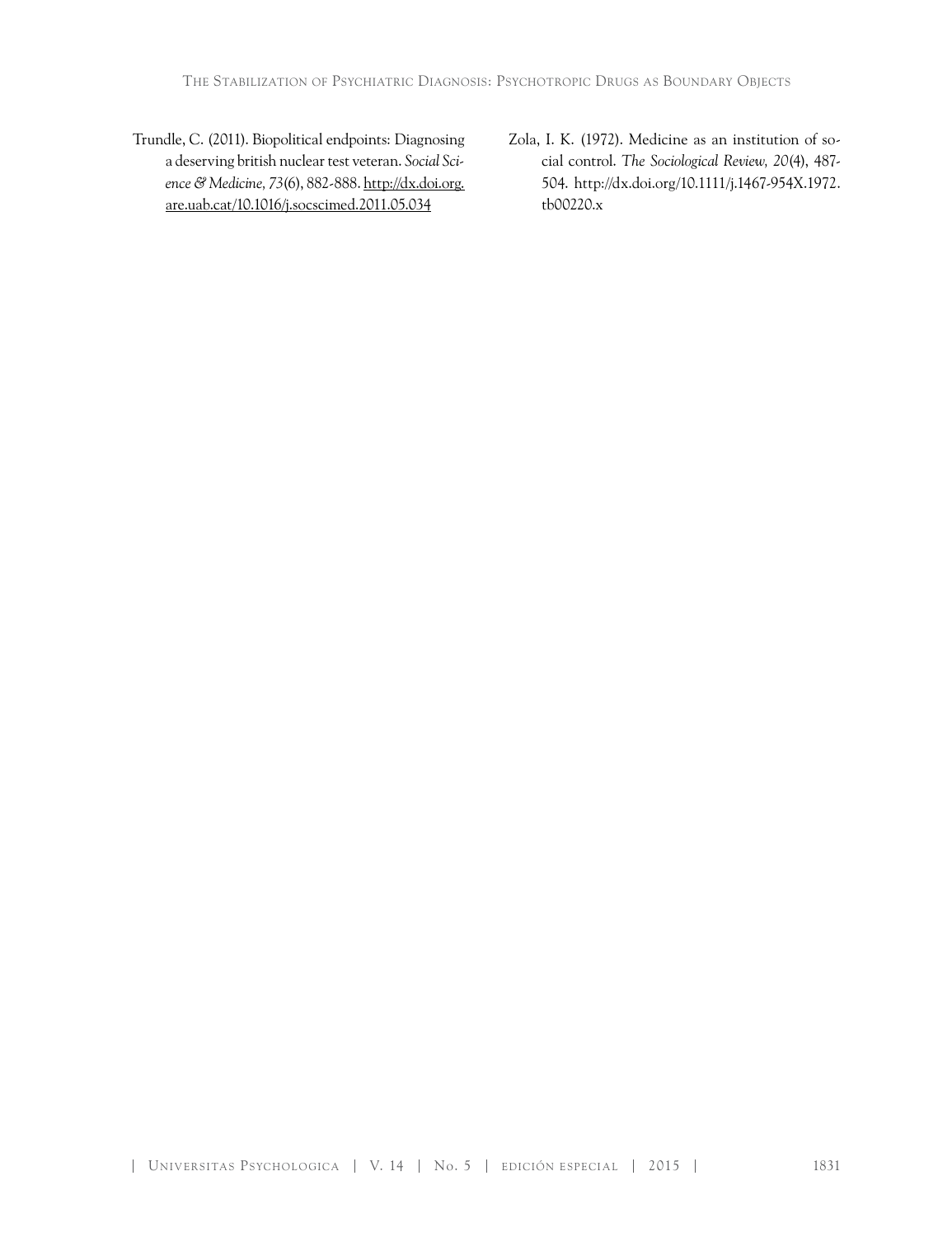Trundle, C. (2011). Biopolitical endpoints: Diagnosing a deserving british nuclear test veteran. *Social Science & Medicine, 73*(6), 882-888. http://dx.doi.org.are.uab.cat/10.1016/j.socscimed.2011.05.034

Zola, I. K. (1972). Medicine as an institution of social control. *The Sociological Review, 20*(4), 487-504. http://dx.doi.org/10.1111/j.1467-954X.1972.tb00220.x